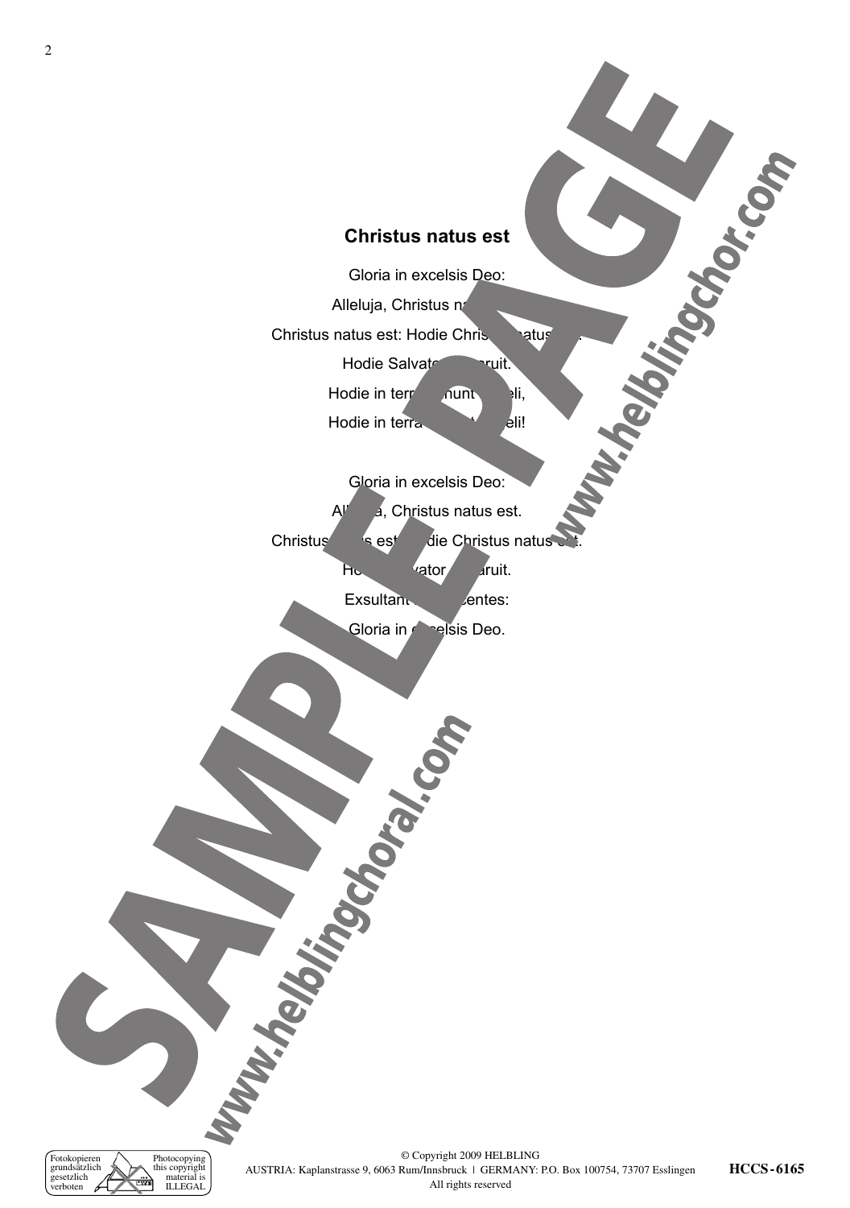## Christus natus est

Gloria in excelsis Deo:

Alleluja, Christus na

Christus natus est: Hodie Chris natus .

Hodie Salvato ruit.

Hodie in terr nunt eli,

Hodie in terra eli!

Gloria in excelsis Deo:

Al a, Christus natus est.

Christus s est die Christus natus .

Ho vator ruit.

Exsultant centes:

Gloria in celsis Deo.

Fotokopieren grundsätzlich gesetzlich verboten — Photocopying this copyright material is ILLEGAL

© Copyright 2009 HELBLING
AUSTRIA: Kaplanstrasse 9, 6063 Rum/Innsbruck | GERMANY: P.O. Box 100754, 73707 Esslingen
All rights reserved

HCCS-6165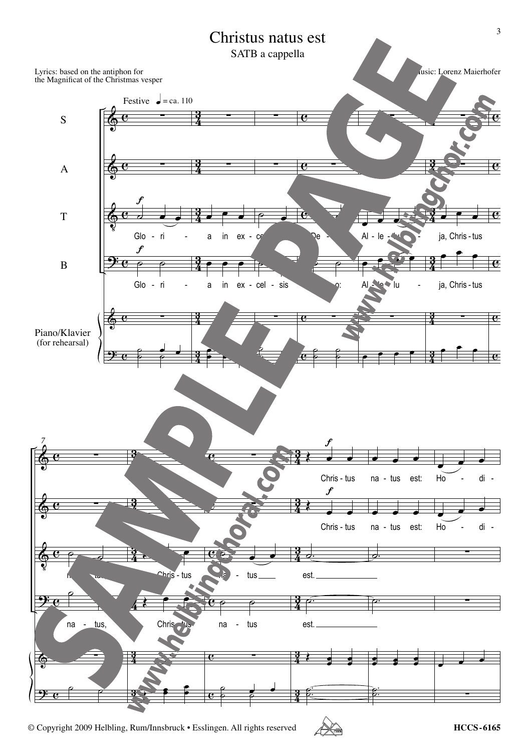# Christus natus est

SATB a cappella

Lyrics: based on the antiphon for the Magnificat of the Christmas vesper

Music: Lorenz Maierhofer

© Copyright 2009 Helbling, Rum/Innsbruck • Esslingen. All rights reserved

HCCS-6165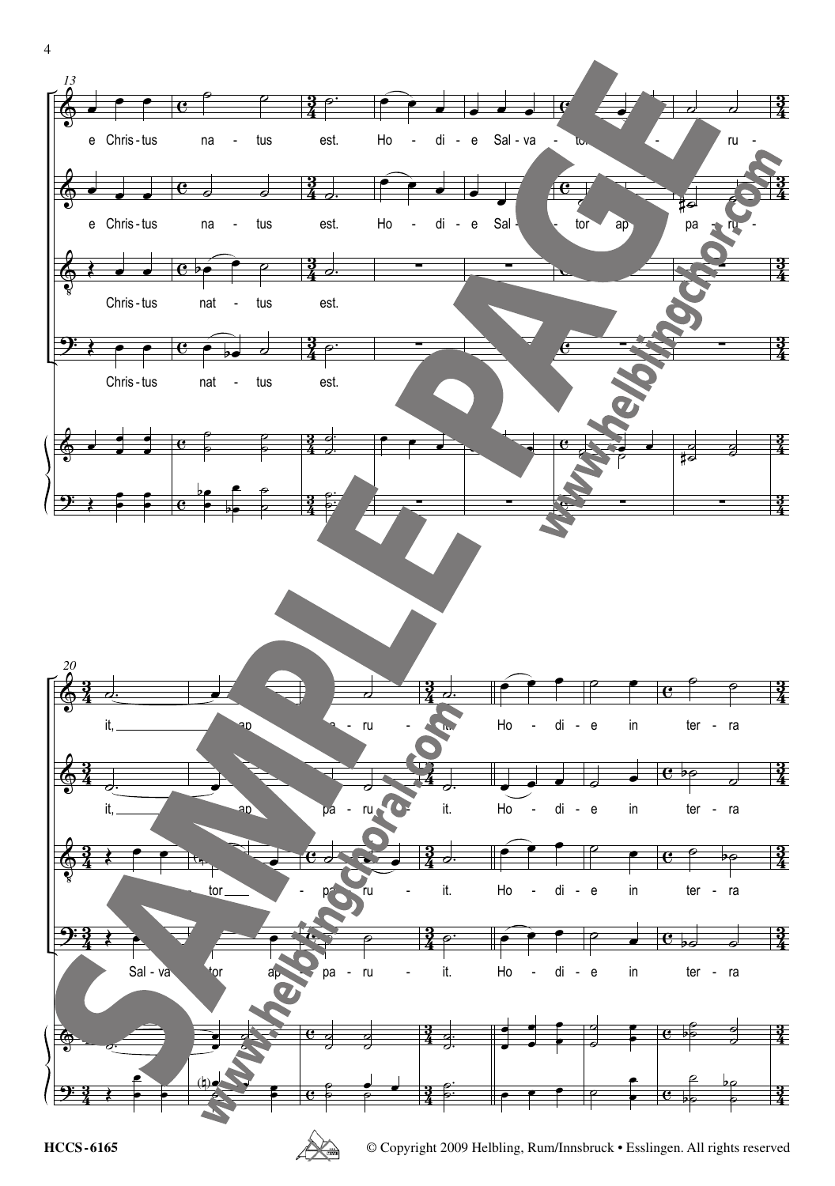e Chris - tus na - tus est. Ho - di - e Sal - va - tor ap - pa - ru -

e Chris - tus na - tus est. Ho - di - e Sal - va - tor ap - pa - ru -

Chris - tus nat - tus est.

Chris - tus nat - tus est.

it, ap - pa - ru - it. Ho - di - e in ter - ra

it, ap - pa - ru - it. Ho - di - e in ter - ra

tor ap - pa - ru - it. Ho - di - e in ter - ra

Sal - va - tor ap - pa - ru - it. Ho - di - e in ter - ra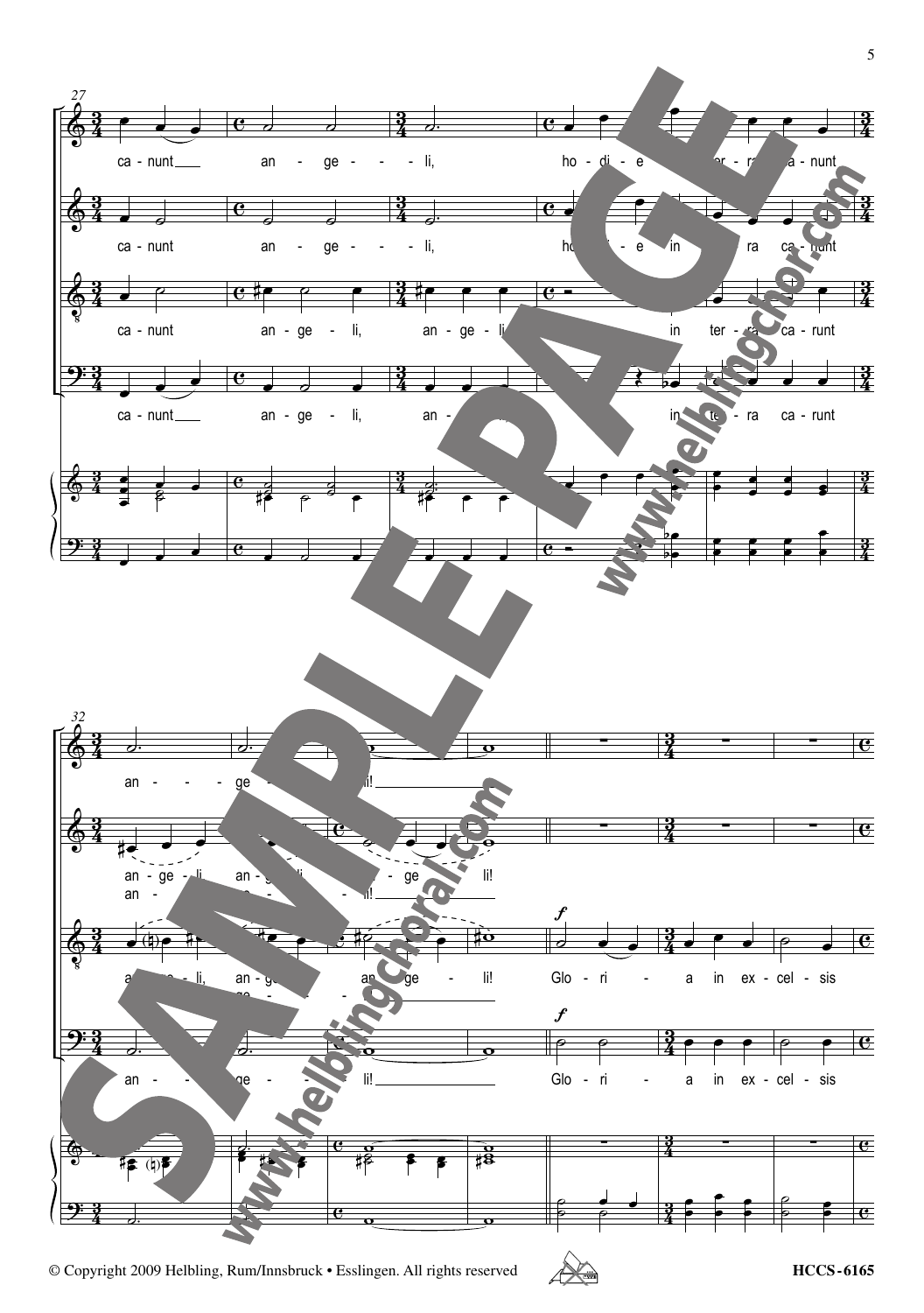27

ca - nunt an - ge - - - li, ho - di - e in ter - ra ca - nunt

ca - nunt an - ge - - - li, ho - di - e in ter - ra ca - nunt

ca - nunt an - ge - li, an - ge - li, in ter - ra ca - runt

ca - nunt an - ge - li, an - ge - li, in ter - ra ca - runt

32

an - - - ge - - - li!

an - ge - li, an - ge - li, an - ge li!
an - - - ge - - - li!

an - ge - li, an - ge - li, an - ge - li! Glo - ri - a in ex - cel - sis

an - - - ge - - - li! Glo - ri - a in ex - cel - sis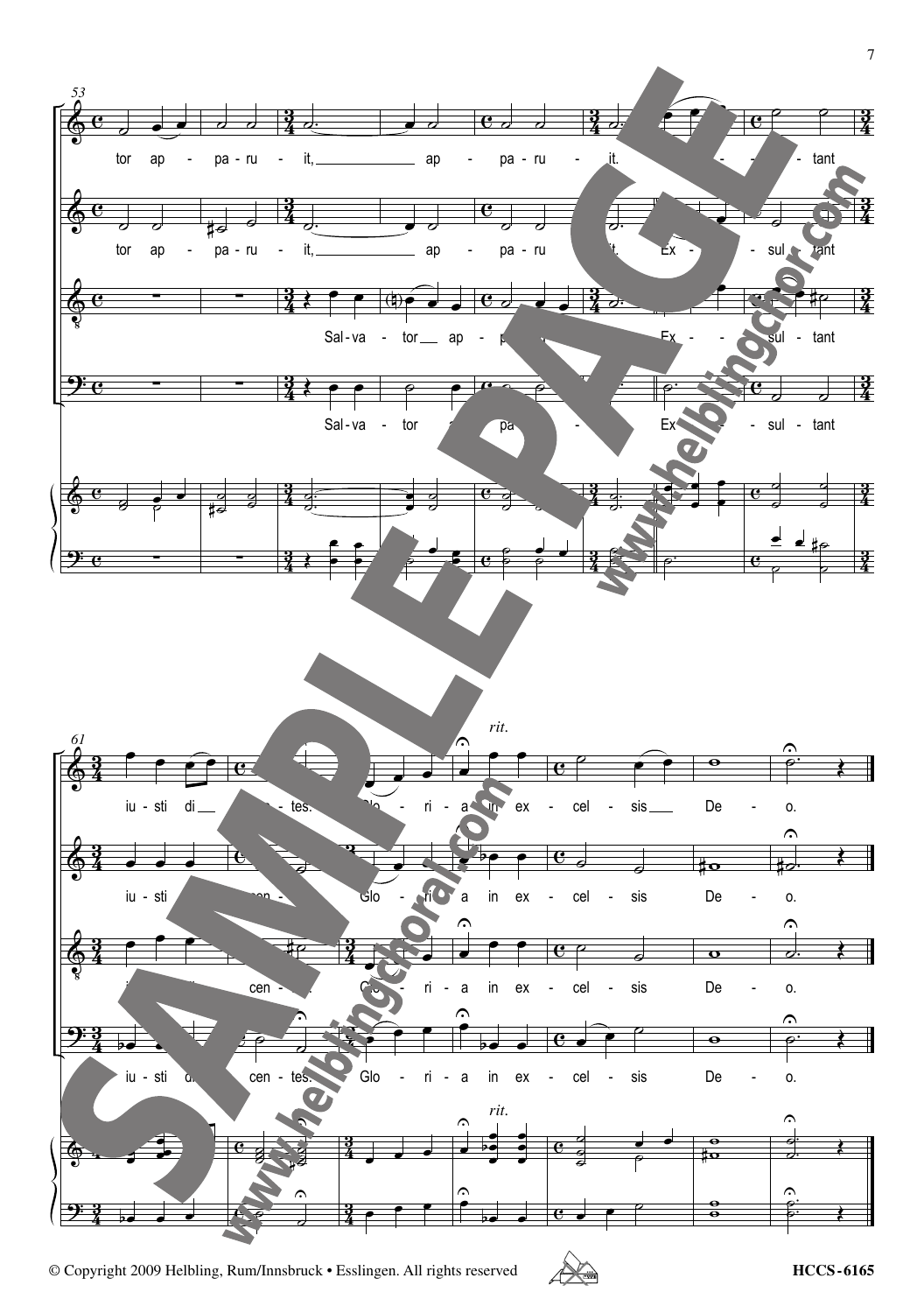53

tor ap - pa - ru - it, ap - pa - ru - it. - - - tant

tor ap - pa - ru - it, ap - pa - ru - it. Ex - - sul - tant

Sal - va - tor ap - - Ex - - sul - tant

Sal - va - tor pa - - Ex - - sul - tant

61

*rit.*

iu - sti di - tes. Glo - ri - a in ex - cel - sis De - o.

iu - sti cen - Glo - ri - a in ex - cel - sis De - o.

cen - Glo - ri - a in ex - cel - sis De - o.

iu - sti cen - tes. Glo - ri - a in ex - cel - sis De - o.

*rit.*

© Copyright 2009 Helbling, Rum/Innsbruck • Esslingen. All rights reserved

HCCS-6165